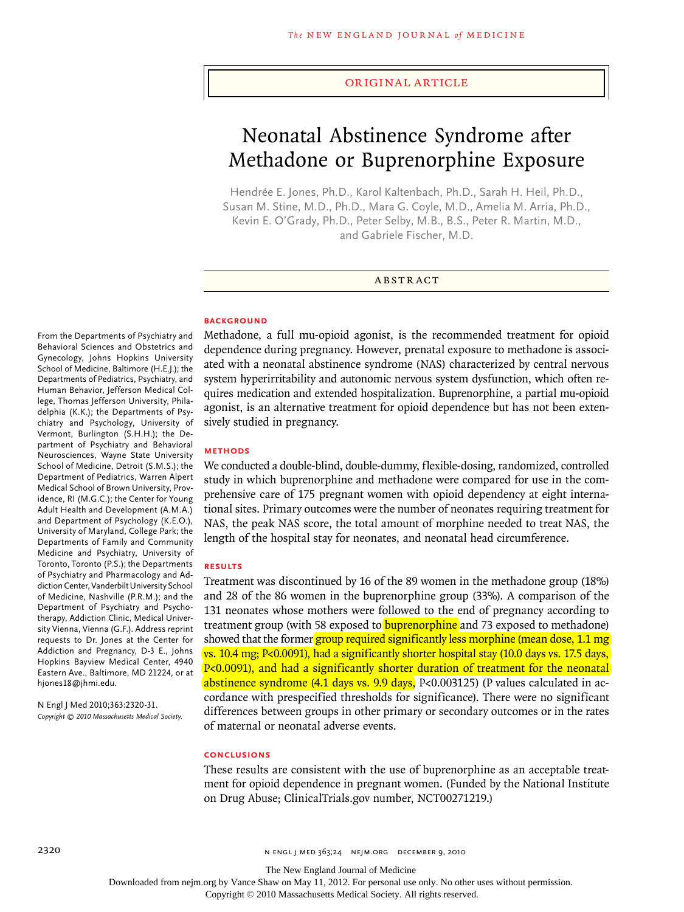Original Article

# Neonatal Abstinence Syndrome after Methadone or Buprenorphine Exposure

Hendrée E. Jones, Ph.D., Karol Kaltenbach, Ph.D., Sarah H. Heil, Ph.D., Susan M. Stine, M.D., Ph.D., Mara G. Coyle, M.D., Amelia M. Arria, Ph.D., Kevin E. O'Grady, Ph.D., Peter Selby, M.B., B.S., Peter R. Martin, M.D., and Gabriele Fischer, M.D.

## Abstract

### Background

Methadone, a full mu-opioid agonist, is the recommended treatment for opioid dependence during pregnancy. However, prenatal exposure to methadone is associated with a neonatal abstinence syndrome (NAS) characterized by central nervous system hyperirritability and autonomic nervous system dysfunction, which often requires medication and extended hospitalization. Buprenorphine, a partial mu-opioid agonist, is an alternative treatment for opioid dependence but has not been extensively studied in pregnancy.

### Methods

We conducted a double-blind, double-dummy, flexible-dosing, randomized, controlled study in which buprenorphine and methadone were compared for use in the comprehensive care of 175 pregnant women with opioid dependency at eight international sites. Primary outcomes were the number of neonates requiring treatment for NAS, the peak NAS score, the total amount of morphine needed to treat NAS, the length of the hospital stay for neonates, and neonatal head circumference.

### Results

Treatment was discontinued by 16 of the 89 women in the methadone group (18%) and 28 of the 86 women in the buprenorphine group (33%). A comparison of the 131 neonates whose mothers were followed to the end of pregnancy according to treatment group (with 58 exposed to buprenorphine and 73 exposed to methadone) showed that the former group required significantly less morphine (mean dose, 1.1 mg vs. 10.4 mg; P<0.0091), had a significantly shorter hospital stay (10.0 days vs. 17.5 days, P<0.0091), and had a significantly shorter duration of treatment for the neonatal abstinence syndrome (4.1 days vs. 9.9 days, P<0.003125) (P values calculated in accordance with prespecified thresholds for significance). There were no significant differences between groups in other primary or secondary outcomes or in the rates of maternal or neonatal adverse events.

### Conclusions

These results are consistent with the use of buprenorphine as an acceptable treatment for opioid dependence in pregnant women. (Funded by the National Institute on Drug Abuse; ClinicalTrials.gov number, NCT00271219.)

From the Departments of Psychiatry and Behavioral Sciences and Obstetrics and Gynecology, Johns Hopkins University School of Medicine, Baltimore (H.E.J.); the Departments of Pediatrics, Psychiatry, and Human Behavior, Jefferson Medical College, Thomas Jefferson University, Philadelphia (K.K.); the Departments of Psychiatry and Psychology, University of Vermont, Burlington (S.H.H.); the Department of Psychiatry and Behavioral Neurosciences, Wayne State University School of Medicine, Detroit (S.M.S.); the Department of Pediatrics, Warren Alpert Medical School of Brown University, Providence, RI (M.G.C.); the Center for Young Adult Health and Development (A.M.A.) and Department of Psychology (K.E.O.), University of Maryland, College Park; the Departments of Family and Community Medicine and Psychiatry, University of Toronto, Toronto (P.S.); the Departments of Psychiatry and Pharmacology and Addiction Center, Vanderbilt University School of Medicine, Nashville (P.R.M.); and the Department of Psychiatry and Psychotherapy, Addiction Clinic, Medical University Vienna, Vienna (G.F.). Address reprint requests to Dr. Jones at the Center for Addiction and Pregnancy, D-3 E., Johns Hopkins Bayview Medical Center, 4940 Eastern Ave., Baltimore, MD 21224, or at hjones18@jhmi.edu.

N Engl J Med 2010;363:2320-31.
*Copyright © 2010 Massachusetts Medical Society.*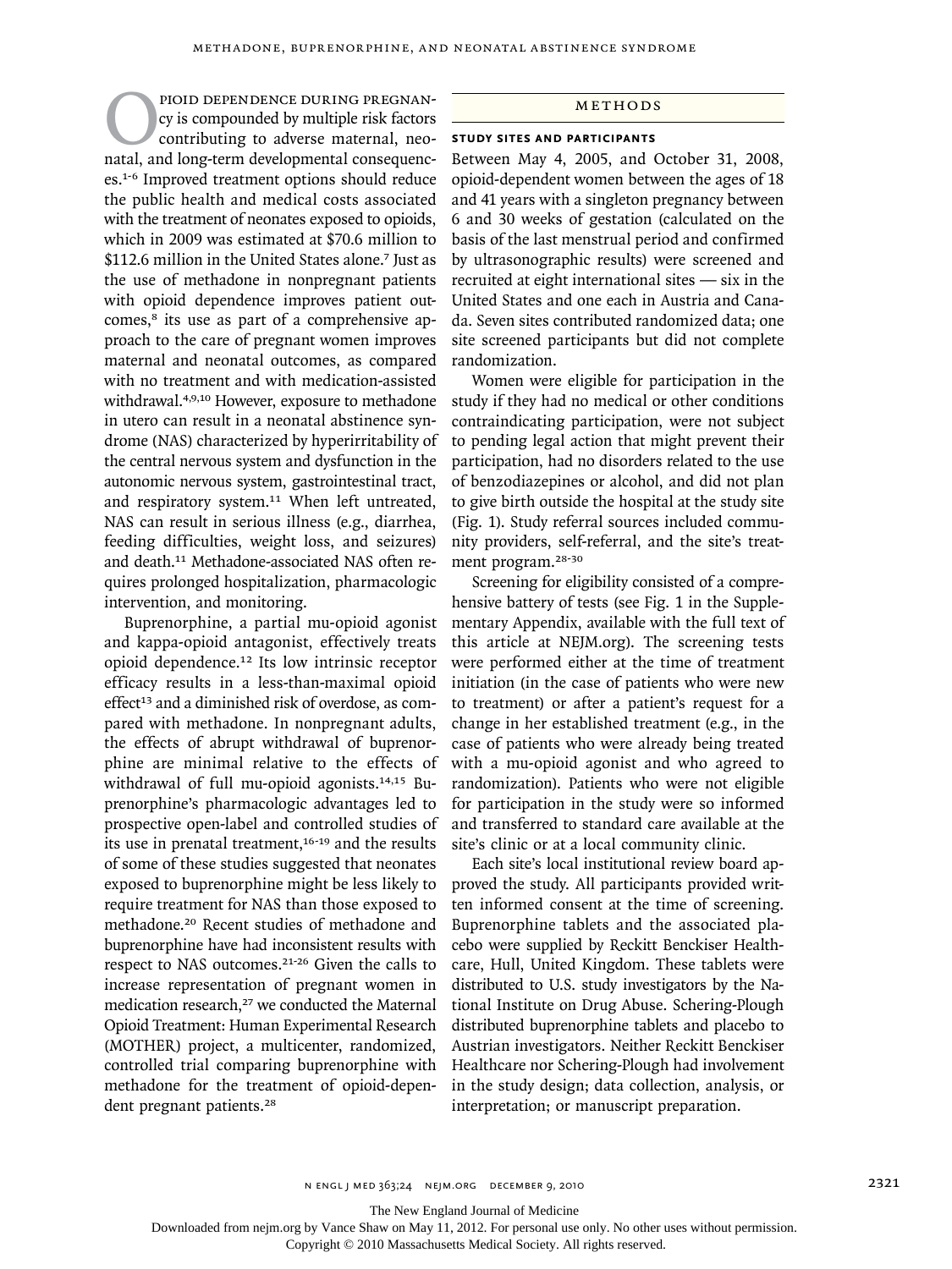Opioid dependence during pregnancy is compounded by multiple risk factors contributing to adverse maternal, neonatal, and long-term developmental consequences.[1-6] Improved treatment options should reduce the public health and medical costs associated with the treatment of neonates exposed to opioids, which in 2009 was estimated at $70.6 million to $112.6 million in the United States alone.[7] Just as the use of methadone in nonpregnant patients with opioid dependence improves patient outcomes,[8] its use as part of a comprehensive approach to the care of pregnant women improves maternal and neonatal outcomes, as compared with no treatment and with medication-assisted withdrawal.[4,9,10] However, exposure to methadone in utero can result in a neonatal abstinence syndrome (NAS) characterized by hyperirritability of the central nervous system and dysfunction in the autonomic nervous system, gastrointestinal tract, and respiratory system.[11] When left untreated, NAS can result in serious illness (e.g., diarrhea, feeding difficulties, weight loss, and seizures) and death.[11] Methadone-associated NAS often requires prolonged hospitalization, pharmacologic intervention, and monitoring.

Buprenorphine, a partial mu-opioid agonist and kappa-opioid antagonist, effectively treats opioid dependence.[12] Its low intrinsic receptor efficacy results in a less-than-maximal opioid effect[13] and a diminished risk of overdose, as compared with methadone. In nonpregnant adults, the effects of abrupt withdrawal of buprenorphine are minimal relative to the effects of withdrawal of full mu-opioid agonists.[14,15] Buprenorphine's pharmacologic advantages led to prospective open-label and controlled studies of its use in prenatal treatment,[16-19] and the results of some of these studies suggested that neonates exposed to buprenorphine might be less likely to require treatment for NAS than those exposed to methadone.[20] Recent studies of methadone and buprenorphine have had inconsistent results with respect to NAS outcomes.[21-26] Given the calls to increase representation of pregnant women in medication research,[27] we conducted the Maternal Opioid Treatment: Human Experimental Research (MOTHER) project, a multicenter, randomized, controlled trial comparing buprenorphine with methadone for the treatment of opioid-dependent pregnant patients.[28]

## Methods

### Study Sites and Participants

Between May 4, 2005, and October 31, 2008, opioid-dependent women between the ages of 18 and 41 years with a singleton pregnancy between 6 and 30 weeks of gestation (calculated on the basis of the last menstrual period and confirmed by ultrasonographic results) were screened and recruited at eight international sites — six in the United States and one each in Austria and Canada. Seven sites contributed randomized data; one site screened participants but did not complete randomization.

Women were eligible for participation in the study if they had no medical or other conditions contraindicating participation, were not subject to pending legal action that might prevent their participation, had no disorders related to the use of benzodiazepines or alcohol, and did not plan to give birth outside the hospital at the study site (Fig. 1). Study referral sources included community providers, self-referral, and the site's treatment program.[28-30]

Screening for eligibility consisted of a comprehensive battery of tests (see Fig. 1 in the Supplementary Appendix, available with the full text of this article at NEJM.org). The screening tests were performed either at the time of treatment initiation (in the case of patients who were new to treatment) or after a patient's request for a change in her established treatment (e.g., in the case of patients who were already being treated with a mu-opioid agonist and who agreed to randomization). Patients who were not eligible for participation in the study were so informed and transferred to standard care available at the site's clinic or at a local community clinic.

Each site's local institutional review board approved the study. All participants provided written informed consent at the time of screening. Buprenorphine tablets and the associated placebo were supplied by Reckitt Benckiser Healthcare, Hull, United Kingdom. These tablets were distributed to U.S. study investigators by the National Institute on Drug Abuse. Schering-Plough distributed buprenorphine tablets and placebo to Austrian investigators. Neither Reckitt Benckiser Healthcare nor Schering-Plough had involvement in the study design; data collection, analysis, or interpretation; or manuscript preparation.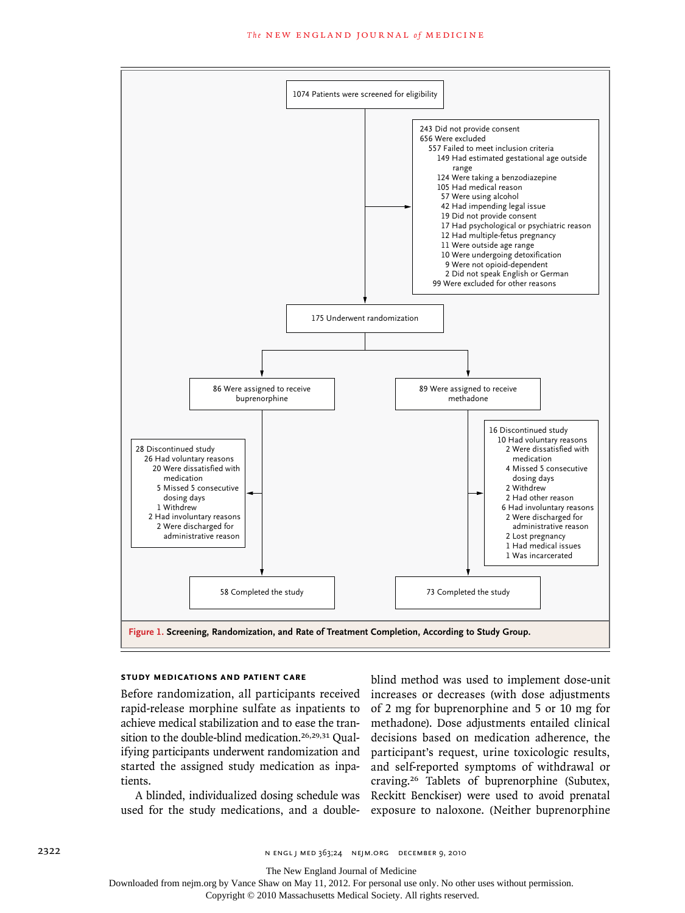1074 Patients were screened for eligibility

243 Did not provide consent
656 Were excluded
557 Failed to meet inclusion criteria
149 Had estimated gestational age outside range
124 Were taking a benzodiazepine
105 Had medical reason
57 Were using alcohol
42 Had impending legal issue
19 Did not provide consent
17 Had psychological or psychiatric reason
12 Had multiple-fetus pregnancy
11 Were outside age range
10 Were undergoing detoxification
9 Were not opioid-dependent
2 Did not speak English or German
99 Were excluded for other reasons

175 Underwent randomization

86 Were assigned to receive buprenorphine

89 Were assigned to receive methadone

28 Discontinued study
26 Had voluntary reasons
20 Were dissatisfied with medication
5 Missed 5 consecutive dosing days
1 Withdrew
2 Had involuntary reasons
2 Were discharged for administrative reason

16 Discontinued study
10 Had voluntary reasons
2 Were dissatisfied with medication
4 Missed 5 consecutive dosing days
2 Withdrew
2 Had other reason
6 Had involuntary reasons
2 Were discharged for administrative reason
2 Lost pregnancy
1 Had medical issues
1 Was incarcerated

58 Completed the study

73 Completed the study

**Figure 1. Screening, Randomization, and Rate of Treatment Completion, According to Study Group.**

### STUDY MEDICATIONS AND PATIENT CARE

Before randomization, all participants received rapid-release morphine sulfate as inpatients to achieve medical stabilization and to ease the transition to the double-blind medication.[26,29,31] Qualifying participants underwent randomization and started the assigned study medication as inpatients.

A blinded, individualized dosing schedule was used for the study medications, and a double-blind method was used to implement dose-unit increases or decreases (with dose adjustments of 2 mg for buprenorphine and 5 or 10 mg for methadone). Dose adjustments entailed clinical decisions based on medication adherence, the participant's request, urine toxicologic results, and self-reported symptoms of withdrawal or craving.[26] Tablets of buprenorphine (Subutex, Reckitt Benckiser) were used to avoid prenatal exposure to naloxone. (Neither buprenorphine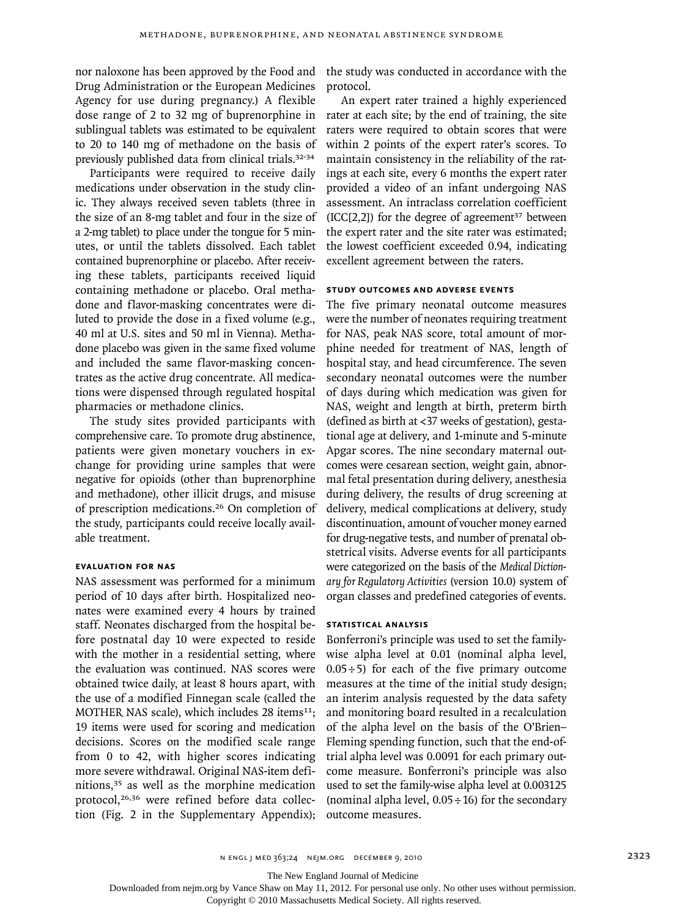nor naloxone has been approved by the Food and Drug Administration or the European Medicines Agency for use during pregnancy.) A flexible dose range of 2 to 32 mg of buprenorphine in sublingual tablets was estimated to be equivalent to 20 to 140 mg of methadone on the basis of previously published data from clinical trials.[32-34]

Participants were required to receive daily medications under observation in the study clinic. They always received seven tablets (three in the size of an 8-mg tablet and four in the size of a 2-mg tablet) to place under the tongue for 5 minutes, or until the tablets dissolved. Each tablet contained buprenorphine or placebo. After receiving these tablets, participants received liquid containing methadone or placebo. Oral methadone and flavor-masking concentrates were diluted to provide the dose in a fixed volume (e.g., 40 ml at U.S. sites and 50 ml in Vienna). Methadone placebo was given in the same fixed volume and included the same flavor-masking concentrates as the active drug concentrate. All medications were dispensed through regulated hospital pharmacies or methadone clinics.

The study sites provided participants with comprehensive care. To promote drug abstinence, patients were given monetary vouchers in exchange for providing urine samples that were negative for opioids (other than buprenorphine and methadone), other illicit drugs, and misuse of prescription medications.[26] On completion of the study, participants could receive locally available treatment.

### EVALUATION FOR NAS

NAS assessment was performed for a minimum period of 10 days after birth. Hospitalized neonates were examined every 4 hours by trained staff. Neonates discharged from the hospital before postnatal day 10 were expected to reside with the mother in a residential setting, where the evaluation was continued. NAS scores were obtained twice daily, at least 8 hours apart, with the use of a modified Finnegan scale (called the MOTHER NAS scale), which includes 28 items[11]; 19 items were used for scoring and medication decisions. Scores on the modified scale range from 0 to 42, with higher scores indicating more severe withdrawal. Original NAS-item definitions,[35] as well as the morphine medication protocol,[26,36] were refined before data collection (Fig. 2 in the Supplementary Appendix); the study was conducted in accordance with the protocol.

An expert rater trained a highly experienced rater at each site; by the end of training, the site raters were required to obtain scores that were within 2 points of the expert rater's scores. To maintain consistency in the reliability of the ratings at each site, every 6 months the expert rater provided a video of an infant undergoing NAS assessment. An intraclass correlation coefficient (ICC[2,2]) for the degree of agreement[37] between the expert rater and the site rater was estimated; the lowest coefficient exceeded 0.94, indicating excellent agreement between the raters.

### STUDY OUTCOMES AND ADVERSE EVENTS

The five primary neonatal outcome measures were the number of neonates requiring treatment for NAS, peak NAS score, total amount of morphine needed for treatment of NAS, length of hospital stay, and head circumference. The seven secondary neonatal outcomes were the number of days during which medication was given for NAS, weight and length at birth, preterm birth (defined as birth at <37 weeks of gestation), gestational age at delivery, and 1-minute and 5-minute Apgar scores. The nine secondary maternal outcomes were cesarean section, weight gain, abnormal fetal presentation during delivery, anesthesia during delivery, the results of drug screening at delivery, medical complications at delivery, study discontinuation, amount of voucher money earned for drug-negative tests, and number of prenatal obstetrical visits. Adverse events for all participants were categorized on the basis of the *Medical Dictionary for Regulatory Activities* (version 10.0) system of organ classes and predefined categories of events.

### STATISTICAL ANALYSIS

Bonferroni's principle was used to set the family-wise alpha level at 0.01 (nominal alpha level, $0.05 \div 5$) for each of the five primary outcome measures at the time of the initial study design; an interim analysis requested by the data safety and monitoring board resulted in a recalculation of the alpha level on the basis of the O'Brien–Fleming spending function, such that the end-of-trial alpha level was 0.0091 for each primary outcome measure. Bonferroni's principle was also used to set the family-wise alpha level at 0.003125 (nominal alpha level, $0.05 \div 16$) for the secondary outcome measures.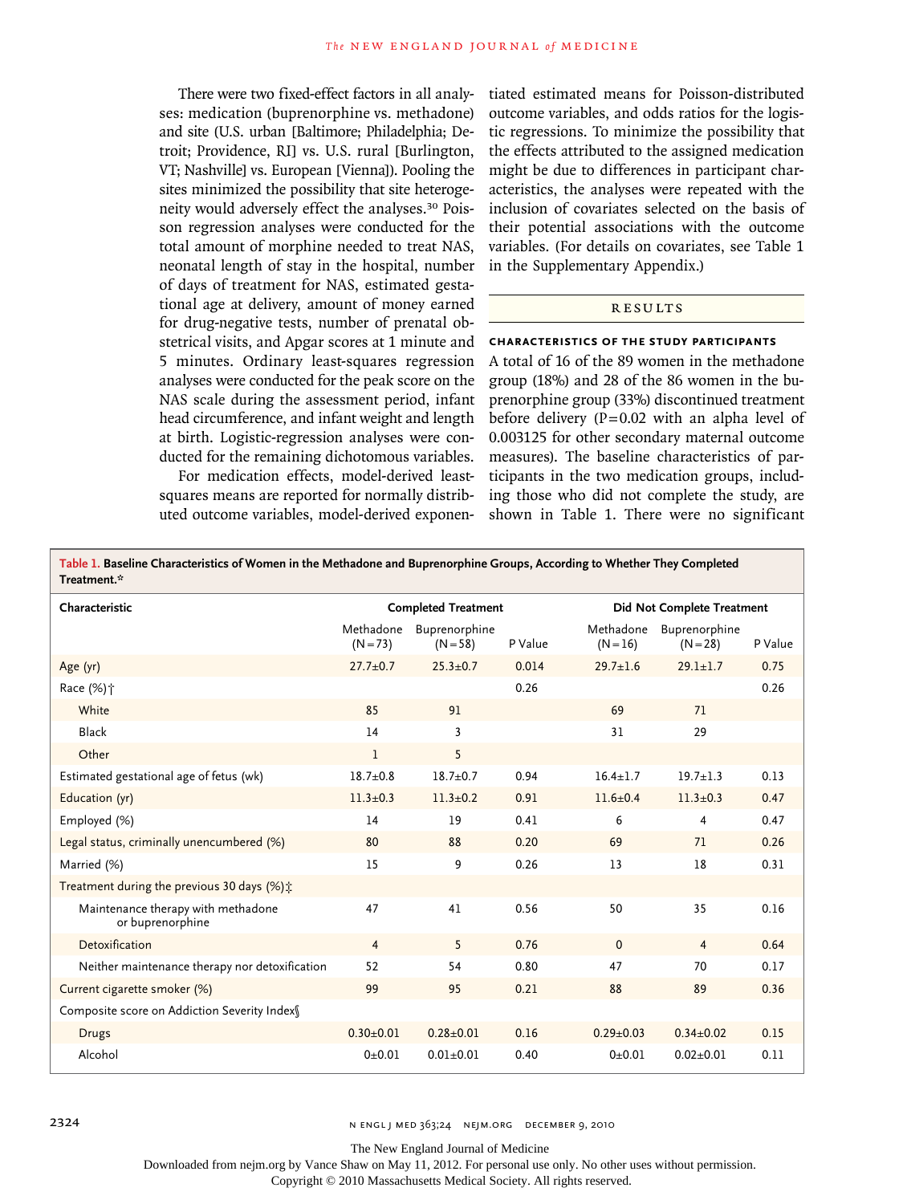There were two fixed-effect factors in all analyses: medication (buprenorphine vs. methadone) and site (U.S. urban [Baltimore; Philadelphia; Detroit; Providence, RI] vs. U.S. rural [Burlington, VT; Nashville] vs. European [Vienna]). Pooling the sites minimized the possibility that site heterogeneity would adversely effect the analyses.[30] Poisson regression analyses were conducted for the total amount of morphine needed to treat NAS, neonatal length of stay in the hospital, number of days of treatment for NAS, estimated gestational age at delivery, amount of money earned for drug-negative tests, number of prenatal obstetrical visits, and Apgar scores at 1 minute and 5 minutes. Ordinary least-squares regression analyses were conducted for the peak score on the NAS scale during the assessment period, infant head circumference, and infant weight and length at birth. Logistic-regression analyses were conducted for the remaining dichotomous variables.

For medication effects, model-derived least-squares means are reported for normally distributed outcome variables, model-derived exponentiated estimated means for Poisson-distributed outcome variables, and odds ratios for the logistic regressions. To minimize the possibility that the effects attributed to the assigned medication might be due to differences in participant characteristics, the analyses were repeated with the inclusion of covariates selected on the basis of their potential associations with the outcome variables. (For details on covariates, see Table 1 in the Supplementary Appendix.)

## RESULTS

### CHARACTERISTICS OF THE STUDY PARTICIPANTS

A total of 16 of the 89 women in the methadone group (18%) and 28 of the 86 women in the buprenorphine group (33%) discontinued treatment before delivery (P=0.02 with an alpha level of 0.003125 for other secondary maternal outcome measures). The baseline characteristics of participants in the two medication groups, including those who did not complete the study, are shown in Table 1. There were no significant

**Table 1. Baseline Characteristics of Women in the Methadone and Buprenorphine Groups, According to Whether They Completed Treatment.***

| Characteristic | Completed Treatment | | | Did Not Complete Treatment | | |
|---|---|---|---|---|---|---|
| | Methadone (N=73) | Buprenorphine (N=58) | P Value | Methadone (N=16) | Buprenorphine (N=28) | P Value |
| Age (yr) | 27.7±0.7 | 25.3±0.7 | 0.014 | 29.7±1.6 | 29.1±1.7 | 0.75 |
| Race (%)† | | | 0.26 | | | 0.26 |
| White | 85 | 91 | | 69 | 71 | |
| Black | 14 | 3 | | 31 | 29 | |
| Other | 1 | 5 | | | | |
| Estimated gestational age of fetus (wk) | 18.7±0.8 | 18.7±0.7 | 0.94 | 16.4±1.7 | 19.7±1.3 | 0.13 |
| Education (yr) | 11.3±0.3 | 11.3±0.2 | 0.91 | 11.6±0.4 | 11.3±0.3 | 0.47 |
| Employed (%) | 14 | 19 | 0.41 | 6 | 4 | 0.47 |
| Legal status, criminally unencumbered (%) | 80 | 88 | 0.20 | 69 | 71 | 0.26 |
| Married (%) | 15 | 9 | 0.26 | 13 | 18 | 0.31 |
| Treatment during the previous 30 days (%)‡ | | | | | | |
| Maintenance therapy with methadone or buprenorphine | 47 | 41 | 0.56 | 50 | 35 | 0.16 |
| Detoxification | 4 | 5 | 0.76 | 0 | 4 | 0.64 |
| Neither maintenance therapy nor detoxification | 52 | 54 | 0.80 | 47 | 70 | 0.17 |
| Current cigarette smoker (%) | 99 | 95 | 0.21 | 88 | 89 | 0.36 |
| Composite score on Addiction Severity Index§ | | | | | | |
| Drugs | 0.30±0.01 | 0.28±0.01 | 0.16 | 0.29±0.03 | 0.34±0.02 | 0.15 |
| Alcohol | 0±0.01 | 0.01±0.01 | 0.40 | 0±0.01 | 0.02±0.01 | 0.11 |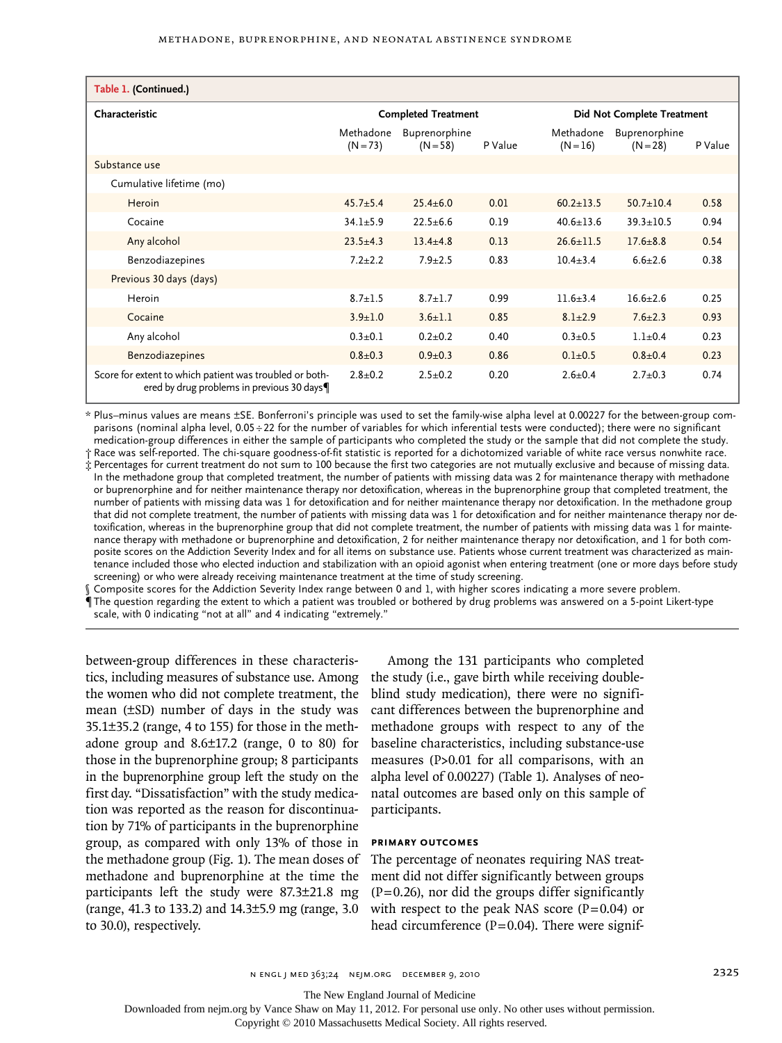**Table 1. (Continued.)**

| Characteristic | Completed Treatment | | | Did Not Complete Treatment | | |
|---|---|---|---|---|---|---|
| | Methadone (N=73) | Buprenorphine (N=58) | P Value | Methadone (N=16) | Buprenorphine (N=28) | P Value |
| Substance use | | | | | | |
| Cumulative lifetime (mo) | | | | | | |
| Heroin | 45.7±5.4 | 25.4±6.0 | 0.01 | 60.2±13.5 | 50.7±10.4 | 0.58 |
| Cocaine | 34.1±5.9 | 22.5±6.6 | 0.19 | 40.6±13.6 | 39.3±10.5 | 0.94 |
| Any alcohol | 23.5±4.3 | 13.4±4.8 | 0.13 | 26.6±11.5 | 17.6±8.8 | 0.54 |
| Benzodiazepines | 7.2±2.2 | 7.9±2.5 | 0.83 | 10.4±3.4 | 6.6±2.6 | 0.38 |
| Previous 30 days (days) | | | | | | |
| Heroin | 8.7±1.5 | 8.7±1.7 | 0.99 | 11.6±3.4 | 16.6±2.6 | 0.25 |
| Cocaine | 3.9±1.0 | 3.6±1.1 | 0.85 | 8.1±2.9 | 7.6±2.3 | 0.93 |
| Any alcohol | 0.3±0.1 | 0.2±0.2 | 0.40 | 0.3±0.5 | 1.1±0.4 | 0.23 |
| Benzodiazepines | 0.8±0.3 | 0.9±0.3 | 0.86 | 0.1±0.5 | 0.8±0.4 | 0.23 |
| Score for extent to which patient was troubled or bothered by drug problems in previous 30 days¶ | 2.8±0.2 | 2.5±0.2 | 0.20 | 2.6±0.4 | 2.7±0.3 | 0.74 |

\* Plus–minus values are means ±SE. Bonferroni's principle was used to set the family-wise alpha level at 0.00227 for the between-group comparisons (nominal alpha level, 0.05÷22 for the number of variables for which inferential tests were conducted); there were no significant medication-group differences in either the sample of participants who completed the study or the sample that did not complete the study.

† Race was self-reported. The chi-square goodness-of-fit statistic is reported for a dichotomized variable of white race versus nonwhite race.

‡ Percentages for current treatment do not sum to 100 because the first two categories are not mutually exclusive and because of missing data. In the methadone group that completed treatment, the number of patients with missing data was 2 for maintenance therapy with methadone or buprenorphine and for neither maintenance therapy nor detoxification, whereas in the buprenorphine group that completed treatment, the number of patients with missing data was 1 for detoxification and for neither maintenance therapy nor detoxification. In the methadone group that did not complete treatment, the number of patients with missing data was 1 for detoxification and for neither maintenance therapy nor detoxification, whereas in the buprenorphine group that did not complete treatment, the number of patients with missing data was 1 for maintenance therapy with methadone or buprenorphine and detoxification, 2 for neither maintenance therapy nor detoxification, and 1 for both composite scores on the Addiction Severity Index and for all items on substance use. Patients whose current treatment was characterized as maintenance included those who elected induction and stabilization with an opioid agonist when entering treatment (one or more days before study screening) or who were already receiving maintenance treatment at the time of study screening.

§ Composite scores for the Addiction Severity Index range between 0 and 1, with higher scores indicating a more severe problem.

¶ The question regarding the extent to which a patient was troubled or bothered by drug problems was answered on a 5-point Likert-type scale, with 0 indicating "not at all" and 4 indicating "extremely."

between-group differences in these characteristics, including measures of substance use. Among the women who did not complete treatment, the mean (±SD) number of days in the study was 35.1±35.2 (range, 4 to 155) for those in the methadone group and 8.6±17.2 (range, 0 to 80) for those in the buprenorphine group; 8 participants in the buprenorphine group left the study on the first day. "Dissatisfaction" with the study medication was reported as the reason for discontinuation by 71% of participants in the buprenorphine group, as compared with only 13% of those in the methadone group (Fig. 1). The mean doses of methadone and buprenorphine at the time the participants left the study were 87.3±21.8 mg (range, 41.3 to 133.2) and 14.3±5.9 mg (range, 3.0 to 30.0), respectively.

Among the 131 participants who completed the study (i.e., gave birth while receiving double-blind study medication), there were no significant differences between the buprenorphine and methadone groups with respect to any of the baseline characteristics, including substance-use measures ($P>0.01$ for all comparisons, with an alpha level of 0.00227) (Table 1). Analyses of neonatal outcomes are based only on this sample of participants.

### PRIMARY OUTCOMES

The percentage of neonates requiring NAS treatment did not differ significantly between groups ($P=0.26$), nor did the groups differ significantly with respect to the peak NAS score ($P=0.04$) or head circumference ($P=0.04$). There were signif-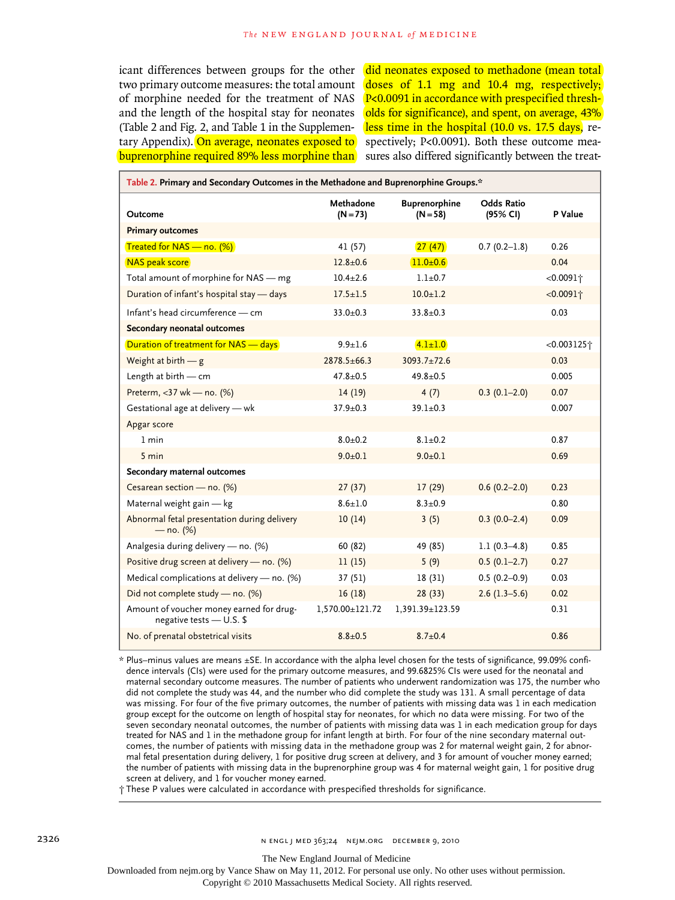icant differences between groups for the other two primary outcome measures: the total amount of morphine needed for the treatment of NAS and the length of the hospital stay for neonates (Table 2 and Fig. 2, and Table 1 in the Supplementary Appendix). On average, neonates exposed to buprenorphine required 89% less morphine than did neonates exposed to methadone (mean total doses of 1.1 mg and 10.4 mg, respectively; P<0.0091 in accordance with prespecified thresholds for significance), and spent, on average, 43% less time in the hospital (10.0 vs. 17.5 days, respectively; P<0.0091). Both these outcome measures also differed significantly between the treat-

**Table 2. Primary and Secondary Outcomes in the Methadone and Buprenorphine Groups.***

| Outcome | Methadone (N=73) | Buprenorphine (N=58) | Odds Ratio (95% CI) | P Value |
|---|---|---|---|---|
| **Primary outcomes** | | | | |
| Treated for NAS — no. (%) | 41 (57) | 27 (47) | 0.7 (0.2–1.8) | 0.26 |
| NAS peak score | 12.8±0.6 | 11.0±0.6 | | 0.04 |
| Total amount of morphine for NAS — mg | 10.4±2.6 | 1.1±0.7 | | <0.0091† |
| Duration of infant's hospital stay — days | 17.5±1.5 | 10.0±1.2 | | <0.0091† |
| Infant's head circumference — cm | 33.0±0.3 | 33.8±0.3 | | 0.03 |
| **Secondary neonatal outcomes** | | | | |
| Duration of treatment for NAS — days | 9.9±1.6 | 4.1±1.0 | | <0.003125† |
| Weight at birth — g | 2878.5±66.3 | 3093.7±72.6 | | 0.03 |
| Length at birth — cm | 47.8±0.5 | 49.8±0.5 | | 0.005 |
| Preterm, <37 wk — no. (%) | 14 (19) | 4 (7) | 0.3 (0.1–2.0) | 0.07 |
| Gestational age at delivery — wk | 37.9±0.3 | 39.1±0.3 | | 0.007 |
| Apgar score | | | | |
| 1 min | 8.0±0.2 | 8.1±0.2 | | 0.87 |
| 5 min | 9.0±0.1 | 9.0±0.1 | | 0.69 |
| **Secondary maternal outcomes** | | | | |
| Cesarean section — no. (%) | 27 (37) | 17 (29) | 0.6 (0.2–2.0) | 0.23 |
| Maternal weight gain — kg | 8.6±1.0 | 8.3±0.9 | | 0.80 |
| Abnormal fetal presentation during delivery — no. (%) | 10 (14) | 3 (5) | 0.3 (0.0–2.4) | 0.09 |
| Analgesia during delivery — no. (%) | 60 (82) | 49 (85) | 1.1 (0.3–4.8) | 0.85 |
| Positive drug screen at delivery — no. (%) | 11 (15) | 5 (9) | 0.5 (0.1–2.7) | 0.27 |
| Medical complications at delivery — no. (%) | 37 (51) | 18 (31) | 0.5 (0.2–0.9) | 0.03 |
| Did not complete study — no. (%) | 16 (18) | 28 (33) | 2.6 (1.3–5.6) | 0.02 |
| Amount of voucher money earned for drug-negative tests — U.S. $ | 1,570.00±121.72 | 1,391.39±123.59 | | 0.31 |
| No. of prenatal obstetrical visits | 8.8±0.5 | 8.7±0.4 | | 0.86 |

\* Plus–minus values are means ±SE. In accordance with the alpha level chosen for the tests of significance, 99.09% confidence intervals (CIs) were used for the primary outcome measures, and 99.6825% CIs were used for the neonatal and maternal secondary outcome measures. The number of patients who underwent randomization was 175, the number who did not complete the study was 44, and the number who did complete the study was 131. A small percentage of data was missing. For four of the five primary outcomes, the number of patients with missing data was 1 in each medication group except for the outcome on length of hospital stay for neonates, for which no data were missing. For two of the seven secondary neonatal outcomes, the number of patients with missing data was 1 in each medication group for days treated for NAS and 1 in the methadone group for infant length at birth. For four of the nine secondary maternal outcomes, the number of patients with missing data in the methadone group was 2 for maternal weight gain, 2 for abnormal fetal presentation during delivery, 1 for positive drug screen at delivery, and 3 for amount of voucher money earned; the number of patients with missing data in the buprenorphine group was 4 for maternal weight gain, 1 for positive drug screen at delivery, and 1 for voucher money earned.

† These P values were calculated in accordance with prespecified thresholds for significance.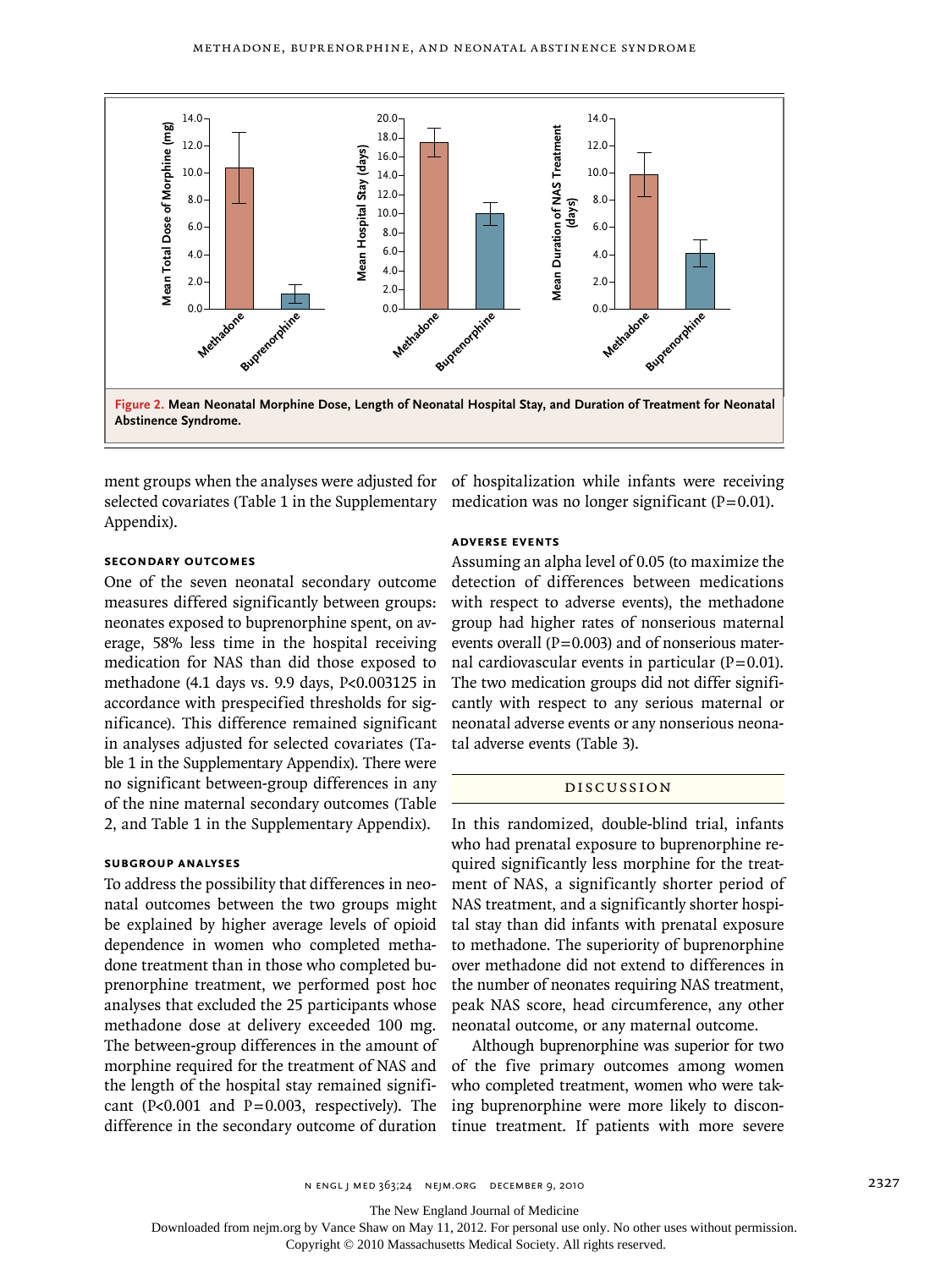Mean Total Dose of Morphine (mg)
14.0
12.0
10.0
8.0
6.0
4.0
2.0
0.0
Methadone
Buprenorphine

Mean Hospital Stay (days)
20.0
18.0
16.0
14.0
12.0
10.0
8.0
6.0
4.0
2.0
0.0
Methadone
Buprenorphine

Mean Duration of NAS Treatment (days)
14.0
12.0
10.0
8.0
6.0
4.0
2.0
0.0
Methadone
Buprenorphine

**Figure 2. Mean Neonatal Morphine Dose, Length of Neonatal Hospital Stay, and Duration of Treatment for Neonatal Abstinence Syndrome.**

ment groups when the analyses were adjusted for selected covariates (Table 1 in the Supplementary Appendix).

### SECONDARY OUTCOMES

One of the seven neonatal secondary outcome measures differed significantly between groups: neonates exposed to buprenorphine spent, on average, 58% less time in the hospital receiving medication for NAS than did those exposed to methadone (4.1 days vs. 9.9 days, $P<0.003125$ in accordance with prespecified thresholds for significance). This difference remained significant in analyses adjusted for selected covariates (Table 1 in the Supplementary Appendix). There were no significant between-group differences in any of the nine maternal secondary outcomes (Table 2, and Table 1 in the Supplementary Appendix).

### SUBGROUP ANALYSES

To address the possibility that differences in neonatal outcomes between the two groups might be explained by higher average levels of opioid dependence in women who completed methadone treatment than in those who completed buprenorphine treatment, we performed post hoc analyses that excluded the 25 participants whose methadone dose at delivery exceeded 100 mg. The between-group differences in the amount of morphine required for the treatment of NAS and the length of the hospital stay remained significant ($P<0.001$ and $P=0.003$, respectively). The difference in the secondary outcome of duration of hospitalization while infants were receiving medication was no longer significant ($P=0.01$).

### ADVERSE EVENTS

Assuming an alpha level of 0.05 (to maximize the detection of differences between medications with respect to adverse events), the methadone group had higher rates of nonserious maternal events overall ($P=0.003$) and of nonserious maternal cardiovascular events in particular ($P=0.01$). The two medication groups did not differ significantly with respect to any serious maternal or neonatal adverse events or any nonserious neonatal adverse events (Table 3).

## DISCUSSION

In this randomized, double-blind trial, infants who had prenatal exposure to buprenorphine required significantly less morphine for the treatment of NAS, a significantly shorter period of NAS treatment, and a significantly shorter hospital stay than did infants with prenatal exposure to methadone. The superiority of buprenorphine over methadone did not extend to differences in the number of neonates requiring NAS treatment, peak NAS score, head circumference, any other neonatal outcome, or any maternal outcome.

Although buprenorphine was superior for two of the five primary outcomes among women who completed treatment, women who were taking buprenorphine were more likely to discontinue treatment. If patients with more severe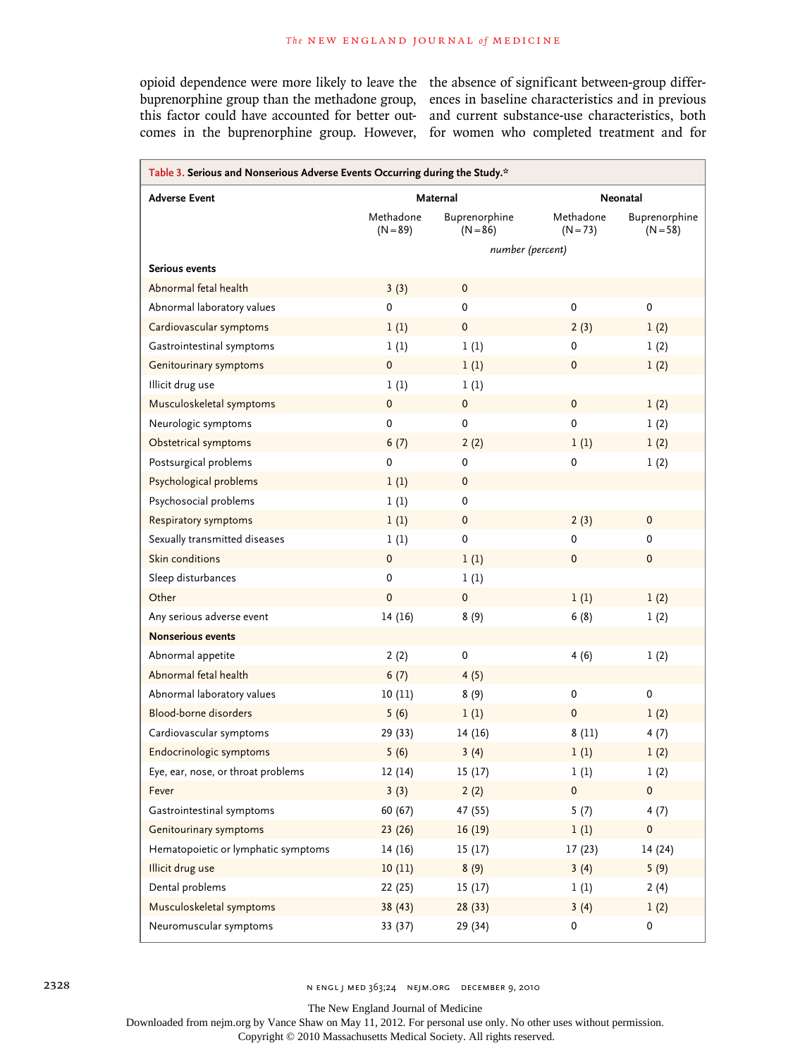opioid dependence were more likely to leave the buprenorphine group than the methadone group, this factor could have accounted for better outcomes in the buprenorphine group. However, the absence of significant between-group differences in baseline characteristics and in previous and current substance-use characteristics, both for women who completed treatment and for

**Table 3. Serious and Nonserious Adverse Events Occurring during the Study.***

| Adverse Event | Maternal | | Neonatal | |
|---|---|---|---|---|
| | Methadone (N=89) | Buprenorphine (N=86) | Methadone (N=73) | Buprenorphine (N=58) |
| | *number (percent)* | | | |
| **Serious events** | | | | |
| Abnormal fetal health | 3 (3) | 0 | | |
| Abnormal laboratory values | 0 | 0 | 0 | 0 |
| Cardiovascular symptoms | 1 (1) | 0 | 2 (3) | 1 (2) |
| Gastrointestinal symptoms | 1 (1) | 1 (1) | 0 | 1 (2) |
| Genitourinary symptoms | 0 | 1 (1) | 0 | 1 (2) |
| Illicit drug use | 1 (1) | 1 (1) | | |
| Musculoskeletal symptoms | 0 | 0 | 0 | 1 (2) |
| Neurologic symptoms | 0 | 0 | 0 | 1 (2) |
| Obstetrical symptoms | 6 (7) | 2 (2) | 1 (1) | 1 (2) |
| Postsurgical problems | 0 | 0 | 0 | 1 (2) |
| Psychological problems | 1 (1) | 0 | | |
| Psychosocial problems | 1 (1) | 0 | | |
| Respiratory symptoms | 1 (1) | 0 | 2 (3) | 0 |
| Sexually transmitted diseases | 1 (1) | 0 | 0 | 0 |
| Skin conditions | 0 | 1 (1) | 0 | 0 |
| Sleep disturbances | 0 | 1 (1) | | |
| Other | 0 | 0 | 1 (1) | 1 (2) |
| Any serious adverse event | 14 (16) | 8 (9) | 6 (8) | 1 (2) |
| **Nonserious events** | | | | |
| Abnormal appetite | 2 (2) | 0 | 4 (6) | 1 (2) |
| Abnormal fetal health | 6 (7) | 4 (5) | | |
| Abnormal laboratory values | 10 (11) | 8 (9) | 0 | 0 |
| Blood-borne disorders | 5 (6) | 1 (1) | 0 | 1 (2) |
| Cardiovascular symptoms | 29 (33) | 14 (16) | 8 (11) | 4 (7) |
| Endocrinologic symptoms | 5 (6) | 3 (4) | 1 (1) | 1 (2) |
| Eye, ear, nose, or throat problems | 12 (14) | 15 (17) | 1 (1) | 1 (2) |
| Fever | 3 (3) | 2 (2) | 0 | 0 |
| Gastrointestinal symptoms | 60 (67) | 47 (55) | 5 (7) | 4 (7) |
| Genitourinary symptoms | 23 (26) | 16 (19) | 1 (1) | 0 |
| Hematopoietic or lymphatic symptoms | 14 (16) | 15 (17) | 17 (23) | 14 (24) |
| Illicit drug use | 10 (11) | 8 (9) | 3 (4) | 5 (9) |
| Dental problems | 22 (25) | 15 (17) | 1 (1) | 2 (4) |
| Musculoskeletal symptoms | 38 (43) | 28 (33) | 3 (4) | 1 (2) |
| Neuromuscular symptoms | 33 (37) | 29 (34) | 0 | 0 |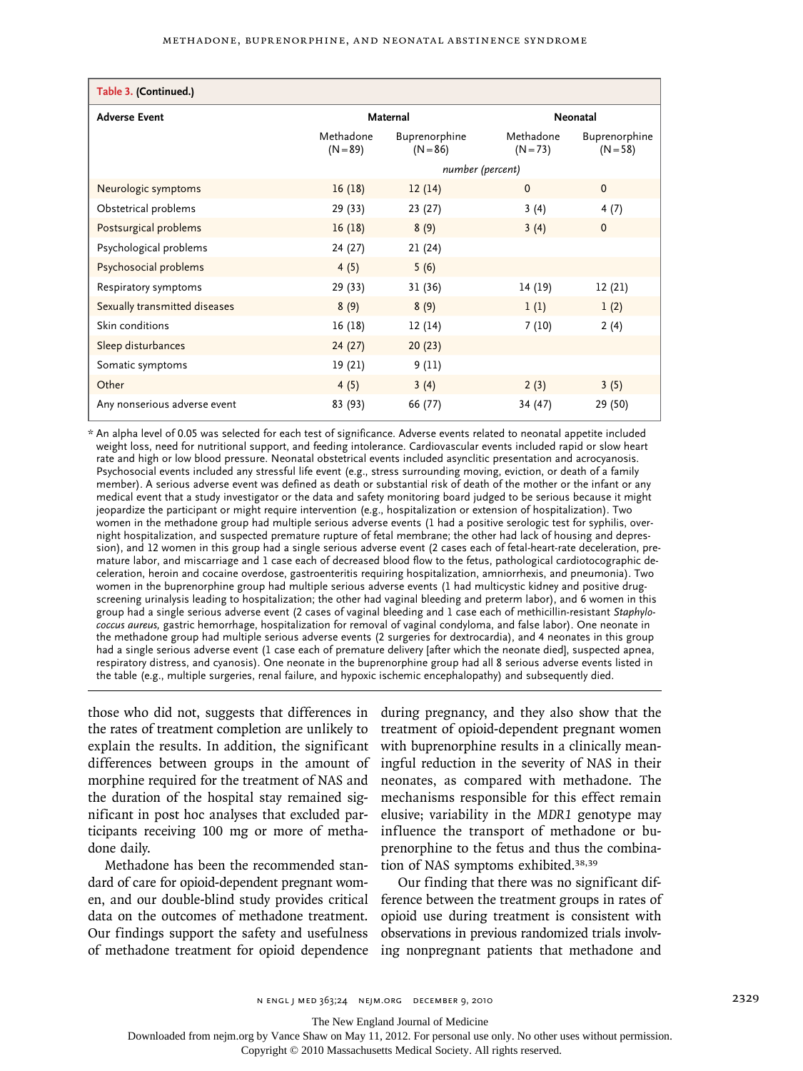**Table 3. (Continued.)**

| Adverse Event | Maternal | | Neonatal | |
|---|---|---|---|---|
| | Methadone (N=89) | Buprenorphine (N=86) | Methadone (N=73) | Buprenorphine (N=58) |
| | *number (percent)* | | | |
| Neurologic symptoms | 16 (18) | 12 (14) | 0 | 0 |
| Obstetrical problems | 29 (33) | 23 (27) | 3 (4) | 4 (7) |
| Postsurgical problems | 16 (18) | 8 (9) | 3 (4) | 0 |
| Psychological problems | 24 (27) | 21 (24) | | |
| Psychosocial problems | 4 (5) | 5 (6) | | |
| Respiratory symptoms | 29 (33) | 31 (36) | 14 (19) | 12 (21) |
| Sexually transmitted diseases | 8 (9) | 8 (9) | 1 (1) | 1 (2) |
| Skin conditions | 16 (18) | 12 (14) | 7 (10) | 2 (4) |
| Sleep disturbances | 24 (27) | 20 (23) | | |
| Somatic symptoms | 19 (21) | 9 (11) | | |
| Other | 4 (5) | 3 (4) | 2 (3) | 3 (5) |
| Any nonserious adverse event | 83 (93) | 66 (77) | 34 (47) | 29 (50) |

\* An alpha level of 0.05 was selected for each test of significance. Adverse events related to neonatal appetite included weight loss, need for nutritional support, and feeding intolerance. Cardiovascular events included rapid or slow heart rate and high or low blood pressure. Neonatal obstetrical events included asynclitic presentation and acrocyanosis. Psychosocial events included any stressful life event (e.g., stress surrounding moving, eviction, or death of a family member). A serious adverse event was defined as death or substantial risk of death of the mother or the infant or any medical event that a study investigator or the data and safety monitoring board judged to be serious because it might jeopardize the participant or might require intervention (e.g., hospitalization or extension of hospitalization). Two women in the methadone group had multiple serious adverse events (1 had a positive serologic test for syphilis, overnight hospitalization, and suspected premature rupture of fetal membrane; the other had lack of housing and depression), and 12 women in this group had a single serious adverse event (2 cases each of fetal-heart-rate deceleration, premature labor, and miscarriage and 1 case each of decreased blood flow to the fetus, pathological cardiotocographic deceleration, heroin and cocaine overdose, gastroenteritis requiring hospitalization, amniorrhexis, and pneumonia). Two women in the buprenorphine group had multiple serious adverse events (1 had multicystic kidney and positive drug-screening urinalysis leading to hospitalization; the other had vaginal bleeding and preterm labor), and 6 women in this group had a single serious adverse event (2 cases of vaginal bleeding and 1 case each of methicillin-resistant *Staphylococcus aureus,* gastric hemorrhage, hospitalization for removal of vaginal condyloma, and false labor). One neonate in the methadone group had multiple serious adverse events (2 surgeries for dextrocardia), and 4 neonates in this group had a single serious adverse event (1 case each of premature delivery [after which the neonate died], suspected apnea, respiratory distress, and cyanosis). One neonate in the buprenorphine group had all 8 serious adverse events listed in the table (e.g., multiple surgeries, renal failure, and hypoxic ischemic encephalopathy) and subsequently died.

those who did not, suggests that differences in the rates of treatment completion are unlikely to explain the results. In addition, the significant differences between groups in the amount of morphine required for the treatment of NAS and the duration of the hospital stay remained significant in post hoc analyses that excluded participants receiving 100 mg or more of methadone daily.

Methadone has been the recommended standard of care for opioid-dependent pregnant women, and our double-blind study provides critical data on the outcomes of methadone treatment. Our findings support the safety and usefulness of methadone treatment for opioid dependence during pregnancy, and they also show that the treatment of opioid-dependent pregnant women with buprenorphine results in a clinically meaningful reduction in the severity of NAS in their neonates, as compared with methadone. The mechanisms responsible for this effect remain elusive; variability in the *MDR1* genotype may influence the transport of methadone or buprenorphine to the fetus and thus the combination of NAS symptoms exhibited.[38,39]

Our finding that there was no significant difference between the treatment groups in rates of opioid use during treatment is consistent with observations in previous randomized trials involving nonpregnant patients that methadone and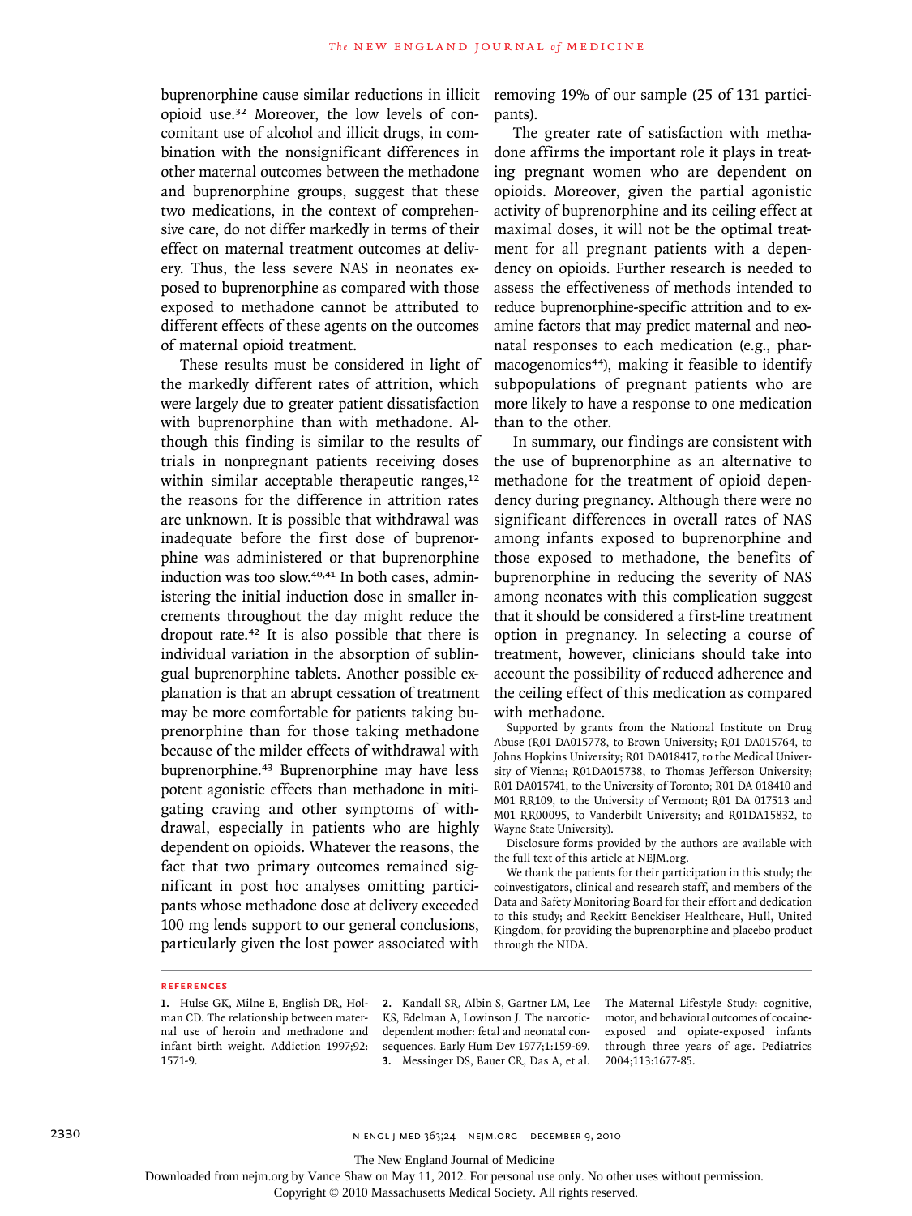buprenorphine cause similar reductions in illicit opioid use.[32] Moreover, the low levels of concomitant use of alcohol and illicit drugs, in combination with the nonsignificant differences in other maternal outcomes between the methadone and buprenorphine groups, suggest that these two medications, in the context of comprehensive care, do not differ markedly in terms of their effect on maternal treatment outcomes at delivery. Thus, the less severe NAS in neonates exposed to buprenorphine as compared with those exposed to methadone cannot be attributed to different effects of these agents on the outcomes of maternal opioid treatment.

These results must be considered in light of the markedly different rates of attrition, which were largely due to greater patient dissatisfaction with buprenorphine than with methadone. Although this finding is similar to the results of trials in nonpregnant patients receiving doses within similar acceptable therapeutic ranges,[12] the reasons for the difference in attrition rates are unknown. It is possible that withdrawal was inadequate before the first dose of buprenorphine was administered or that buprenorphine induction was too slow.[40,41] In both cases, administering the initial induction dose in smaller increments throughout the day might reduce the dropout rate.[42] It is also possible that there is individual variation in the absorption of sublingual buprenorphine tablets. Another possible explanation is that an abrupt cessation of treatment may be more comfortable for patients taking buprenorphine than for those taking methadone because of the milder effects of withdrawal with buprenorphine.[43] Buprenorphine may have less potent agonistic effects than methadone in mitigating craving and other symptoms of withdrawal, especially in patients who are highly dependent on opioids. Whatever the reasons, the fact that two primary outcomes remained significant in post hoc analyses omitting participants whose methadone dose at delivery exceeded 100 mg lends support to our general conclusions, particularly given the lost power associated with removing 19% of our sample (25 of 131 participants).

The greater rate of satisfaction with methadone affirms the important role it plays in treating pregnant women who are dependent on opioids. Moreover, given the partial agonistic activity of buprenorphine and its ceiling effect at maximal doses, it will not be the optimal treatment for all pregnant patients with a dependency on opioids. Further research is needed to assess the effectiveness of methods intended to reduce buprenorphine-specific attrition and to examine factors that may predict maternal and neonatal responses to each medication (e.g., pharmacogenomics[44]), making it feasible to identify subpopulations of pregnant patients who are more likely to have a response to one medication than to the other.

In summary, our findings are consistent with the use of buprenorphine as an alternative to methadone for the treatment of opioid dependency during pregnancy. Although there were no significant differences in overall rates of NAS among infants exposed to buprenorphine and those exposed to methadone, the benefits of buprenorphine in reducing the severity of NAS among neonates with this complication suggest that it should be considered a first-line treatment option in pregnancy. In selecting a course of treatment, however, clinicians should take into account the possibility of reduced adherence and the ceiling effect of this medication as compared with methadone.

Supported by grants from the National Institute on Drug Abuse (R01 DA015778, to Brown University; R01 DA015764, to Johns Hopkins University; R01 DA018417, to the Medical University of Vienna; R01DA015738, to Thomas Jefferson University; R01 DA015741, to the University of Toronto; R01 DA 018410 and M01 RR109, to the University of Vermont; R01 DA 017513 and M01 RR00095, to Vanderbilt University; and R01DA15832, to Wayne State University).

Disclosure forms provided by the authors are available with the full text of this article at NEJM.org.

We thank the patients for their participation in this study; the coinvestigators, clinical and research staff, and members of the Data and Safety Monitoring Board for their effort and dedication to this study; and Reckitt Benckiser Healthcare, Hull, United Kingdom, for providing the buprenorphine and placebo product through the NIDA.

## References

1. Hulse GK, Milne E, English DR, Holman CD. The relationship between maternal use of heroin and methadone and infant birth weight. Addiction 1997;92:1571-9.
2. Kandall SR, Albin S, Gartner LM, Lee KS, Edelman A, Lowinson J. The narcotic-dependent mother: fetal and neonatal consequences. Early Hum Dev 1977;1:159-69.
3. Messinger DS, Bauer CR, Das A, et al. The Maternal Lifestyle Study: cognitive, motor, and behavioral outcomes of cocaine-exposed and opiate-exposed infants through three years of age. Pediatrics 2004;113:1677-85.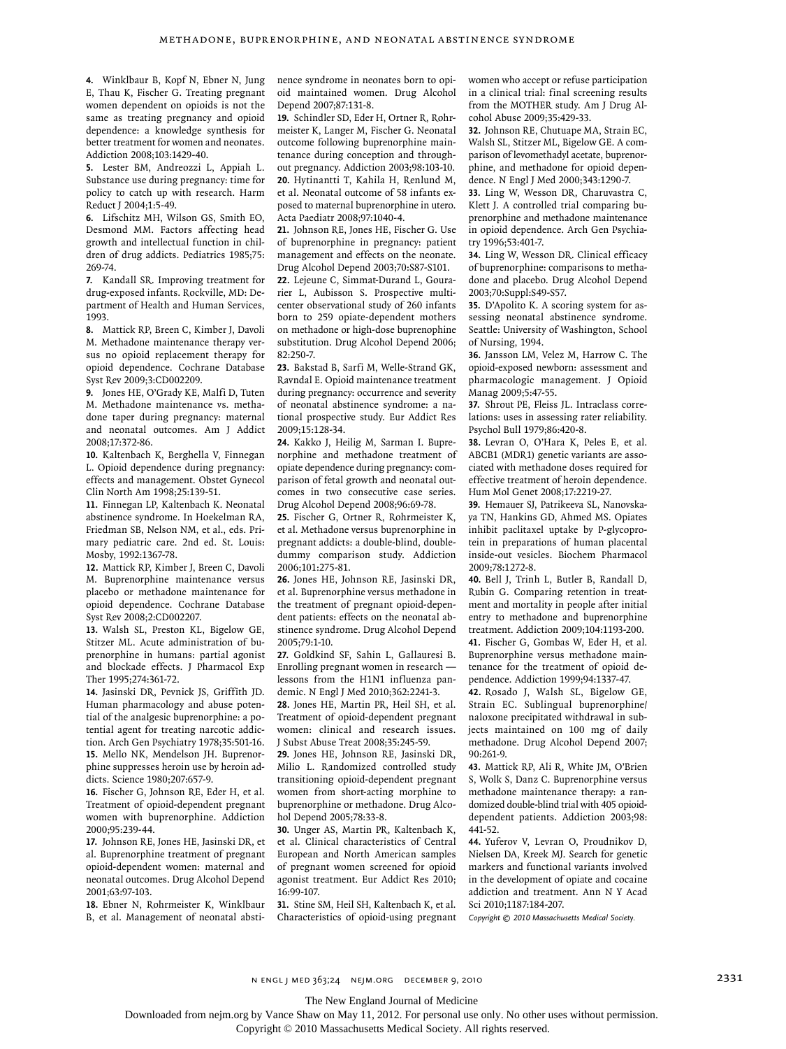4. Winklbaur B, Kopf N, Ebner N, Jung E, Thau K, Fischer G. Treating pregnant women dependent on opioids is not the same as treating pregnancy and opioid dependence: a knowledge synthesis for better treatment for women and neonates. Addiction 2008;103:1429-40.

5. Lester BM, Andreozzi L, Appiah L. Substance use during pregnancy: time for policy to catch up with research. Harm Reduct J 2004;1:5-49.

6. Lifschitz MH, Wilson GS, Smith EO, Desmond MM. Factors affecting head growth and intellectual function in children of drug addicts. Pediatrics 1985;75:269-74.

7. Kandall SR. Improving treatment for drug-exposed infants. Rockville, MD: Department of Health and Human Services, 1993.

8. Mattick RP, Breen C, Kimber J, Davoli M. Methadone maintenance therapy versus no opioid replacement therapy for opioid dependence. Cochrane Database Syst Rev 2009;3:CD002209.

9. Jones HE, O'Grady KE, Malfi D, Tuten M. Methadone maintenance vs. methadone taper during pregnancy: maternal and neonatal outcomes. Am J Addict 2008;17:372-86.

10. Kaltenbach K, Berghella V, Finnegan L. Opioid dependence during pregnancy: effects and management. Obstet Gynecol Clin North Am 1998;25:139-51.

11. Finnegan LP, Kaltenbach K. Neonatal abstinence syndrome. In Hoekelman RA, Friedman SB, Nelson NM, et al., eds. Primary pediatric care. 2nd ed. St. Louis: Mosby, 1992:1367-78.

12. Mattick RP, Kimber J, Breen C, Davoli M. Buprenorphine maintenance versus placebo or methadone maintenance for opioid dependence. Cochrane Database Syst Rev 2008;2:CD002207.

13. Walsh SL, Preston KL, Bigelow GE, Stitzer ML. Acute administration of buprenorphine in humans: partial agonist and blockade effects. J Pharmacol Exp Ther 1995;274:361-72.

14. Jasinski DR, Pevnick JS, Griffith JD. Human pharmacology and abuse potential of the analgesic buprenorphine: a potential agent for treating narcotic addiction. Arch Gen Psychiatry 1978;35:501-16.

15. Mello NK, Mendelson JH. Buprenorphine suppresses heroin use by heroin addicts. Science 1980;207:657-9.

16. Fischer G, Johnson RE, Eder H, et al. Treatment of opioid-dependent pregnant women with buprenorphine. Addiction 2000;95:239-44.

17. Johnson RE, Jones HE, Jasinski DR, et al. Buprenorphine treatment of pregnant opioid-dependent women: maternal and neonatal outcomes. Drug Alcohol Depend 2001;63:97-103.

18. Ebner N, Rohrmeister K, Winklbaur B, et al. Management of neonatal abstinence syndrome in neonates born to opioid maintained women. Drug Alcohol Depend 2007;87:131-8.

19. Schindler SD, Eder H, Ortner R, Rohrmeister K, Langer M, Fischer G. Neonatal outcome following buprenorphine maintenance during conception and throughout pregnancy. Addiction 2003;98:103-10.

20. Hytinantti T, Kahila H, Renlund M, et al. Neonatal outcome of 58 infants exposed to maternal buprenorphine in utero. Acta Paediatr 2008;97:1040-4.

21. Johnson RE, Jones HE, Fischer G. Use of buprenorphine in pregnancy: patient management and effects on the neonate. Drug Alcohol Depend 2003;70:S87-S101.

22. Lejeune C, Simmat-Durand L, Gourarier L, Aubisson S. Prospective multicenter observational study of 260 infants born to 259 opiate-dependent mothers on methadone or high-dose buprenophine substitution. Drug Alcohol Depend 2006;82:250-7.

23. Bakstad B, Sarfi M, Welle-Strand GK, Ravndal E. Opioid maintenance treatment during pregnancy: occurrence and severity of neonatal abstinence syndrome: a national prospective study. Eur Addict Res 2009;15:128-34.

24. Kakko J, Heilig M, Sarman I. Buprenorphine and methadone treatment of opiate dependence during pregnancy: comparison of fetal growth and neonatal outcomes in two consecutive case series. Drug Alcohol Depend 2008;96:69-78.

25. Fischer G, Ortner R, Rohrmeister K, et al. Methadone versus buprenorphine in pregnant addicts: a double-blind, double-dummy comparison study. Addiction 2006;101:275-81.

26. Jones HE, Johnson RE, Jasinski DR, et al. Buprenorphine versus methadone in the treatment of pregnant opioid-dependent patients: effects on the neonatal abstinence syndrome. Drug Alcohol Depend 2005;79:1-10.

27. Goldkind SF, Sahin L, Gallauresi B. Enrolling pregnant women in research — lessons from the H1N1 influenza pandemic. N Engl J Med 2010;362:2241-3.

28. Jones HE, Martin PR, Heil SH, et al. Treatment of opioid-dependent pregnant women: clinical and research issues. J Subst Abuse Treat 2008;35:245-59.

29. Jones HE, Johnson RE, Jasinski DR, Milio L. Randomized controlled study transitioning opioid-dependent pregnant women from short-acting morphine to buprenorphine or methadone. Drug Alcohol Depend 2005;78:33-8.

30. Unger AS, Martin PR, Kaltenbach K, et al. Clinical characteristics of Central European and North American samples of pregnant women screened for opioid agonist treatment. Eur Addict Res 2010;16:99-107.

31. Stine SM, Heil SH, Kaltenbach K, et al. Characteristics of opioid-using pregnant women who accept or refuse participation in a clinical trial: final screening results from the MOTHER study. Am J Drug Alcohol Abuse 2009;35:429-33.

32. Johnson RE, Chutuape MA, Strain EC, Walsh SL, Stitzer ML, Bigelow GE. A comparison of levomethadyl acetate, buprenorphine, and methadone for opioid dependence. N Engl J Med 2000;343:1290-7.

33. Ling W, Wesson DR, Charuvastra C, Klett J. A controlled trial comparing buprenorphine and methadone maintenance in opioid dependence. Arch Gen Psychiatry 1996;53:401-7.

34. Ling W, Wesson DR. Clinical efficacy of buprenorphine: comparisons to methadone and placebo. Drug Alcohol Depend 2003;70:Suppl:S49-S57.

35. D'Apolito K. A scoring system for assessing neonatal abstinence syndrome. Seattle: University of Washington, School of Nursing, 1994.

36. Jansson LM, Velez M, Harrow C. The opioid-exposed newborn: assessment and pharmacologic management. J Opioid Manag 2009;5:47-55.

37. Shrout PE, Fleiss JL. Intraclass correlations: uses in assessing rater reliability. Psychol Bull 1979;86:420-8.

38. Levran O, O'Hara K, Peles E, et al. ABCB1 (MDR1) genetic variants are associated with methadone doses required for effective treatment of heroin dependence. Hum Mol Genet 2008;17:2219-27.

39. Hemauer SJ, Patrikeeva SL, Nanovskaya TN, Hankins GD, Ahmed MS. Opiates inhibit paclitaxel uptake by P-glycoprotein in preparations of human placental inside-out vesicles. Biochem Pharmacol 2009;78:1272-8.

40. Bell J, Trinh L, Butler B, Randall D, Rubin G. Comparing retention in treatment and mortality in people after initial entry to methadone and buprenorphine treatment. Addiction 2009;104:1193-200.

41. Fischer G, Gombas W, Eder H, et al. Buprenorphine versus methadone maintenance for the treatment of opioid dependence. Addiction 1999;94:1337-47.

42. Rosado J, Walsh SL, Bigelow GE, Strain EC. Sublingual buprenorphine/naloxone precipitated withdrawal in subjects maintained on 100 mg of daily methadone. Drug Alcohol Depend 2007;90:261-9.

43. Mattick RP, Ali R, White JM, O'Brien S, Wolk S, Danz C. Buprenorphine versus methadone maintenance therapy: a randomized double-blind trial with 405 opioid-dependent patients. Addiction 2003;98:441-52.

44. Yuferov V, Levran O, Proudnikov D, Nielsen DA, Kreek MJ. Search for genetic markers and functional variants involved in the development of opiate and cocaine addiction and treatment. Ann N Y Acad Sci 2010;1187:184-207.

*Copyright © 2010 Massachusetts Medical Society.*